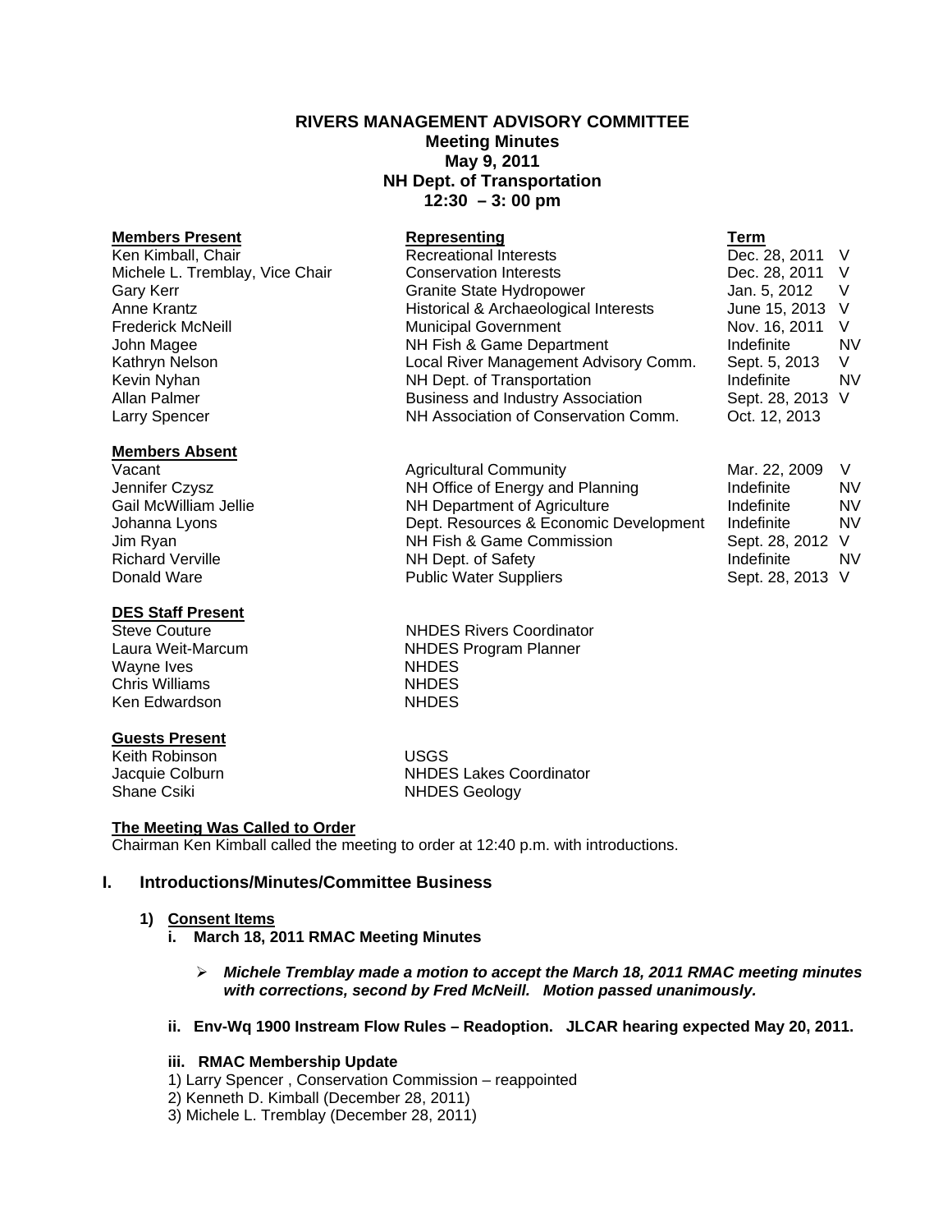# RIVERS MANAGEMENT ADVISORY COMMITTEE

**Meeting Minutes**
**May 9, 2011**
**NH Dept. of Transportation**
**12:30 – 3: 00 pm**

| **Members Present** | **Representing** | **Term** | |
|---|---|---|---|
| Ken Kimball, Chair | Recreational Interests | Dec. 28, 2011 | V |
| Michele L. Tremblay, Vice Chair | Conservation Interests | Dec. 28, 2011 | V |
| Gary Kerr | Granite State Hydropower | Jan. 5, 2012 | V |
| Anne Krantz | Historical & Archaeological Interests | June 15, 2013 | V |
| Frederick McNeill | Municipal Government | Nov. 16, 2011 | V |
| John Magee | NH Fish & Game Department | Indefinite | NV |
| Kathryn Nelson | Local River Management Advisory Comm. | Sept. 5, 2013 | V |
| Kevin Nyhan | NH Dept. of Transportation | Indefinite | NV |
| Allan Palmer | Business and Industry Association | Sept. 28, 2013 | V |
| Larry Spencer | NH Association of Conservation Comm. | Oct. 12, 2013 | |

| **Members Absent** | | | |
|---|---|---|---|
| Vacant | Agricultural Community | Mar. 22, 2009 | V |
| Jennifer Czysz | NH Office of Energy and Planning | Indefinite | NV |
| Gail McWilliam Jellie | NH Department of Agriculture | Indefinite | NV |
| Johanna Lyons | Dept. Resources & Economic Development | Indefinite | NV |
| Jim Ryan | NH Fish & Game Commission | Sept. 28, 2012 | V |
| Richard Verville | NH Dept. of Safety | Indefinite | NV |
| Donald Ware | Public Water Suppliers | Sept. 28, 2013 | V |

| **DES Staff Present** | |
|---|---|
| Steve Couture | NHDES Rivers Coordinator |
| Laura Weit-Marcum | NHDES Program Planner |
| Wayne Ives | NHDES |
| Chris Williams | NHDES |
| Ken Edwardson | NHDES |

| **Guests Present** | |
|---|---|
| Keith Robinson | USGS |
| Jacquie Colburn | NHDES Lakes Coordinator |
| Shane Csiki | NHDES Geology |

**The Meeting Was Called to Order**

Chairman Ken Kimball called the meeting to order at 12:40 p.m. with introductions.

## I. Introductions/Minutes/Committee Business

### 1) Consent Items

**i. March 18, 2011 RMAC Meeting Minutes**

- ***Michele Tremblay made a motion to accept the March 18, 2011 RMAC meeting minutes with corrections, second by Fred McNeill. Motion passed unanimously.***

**ii. Env-Wq 1900 Instream Flow Rules – Readoption. JLCAR hearing expected May 20, 2011.**

**iii. RMAC Membership Update**

1) Larry Spencer , Conservation Commission – reappointed
2) Kenneth D. Kimball (December 28, 2011)
3) Michele L. Tremblay (December 28, 2011)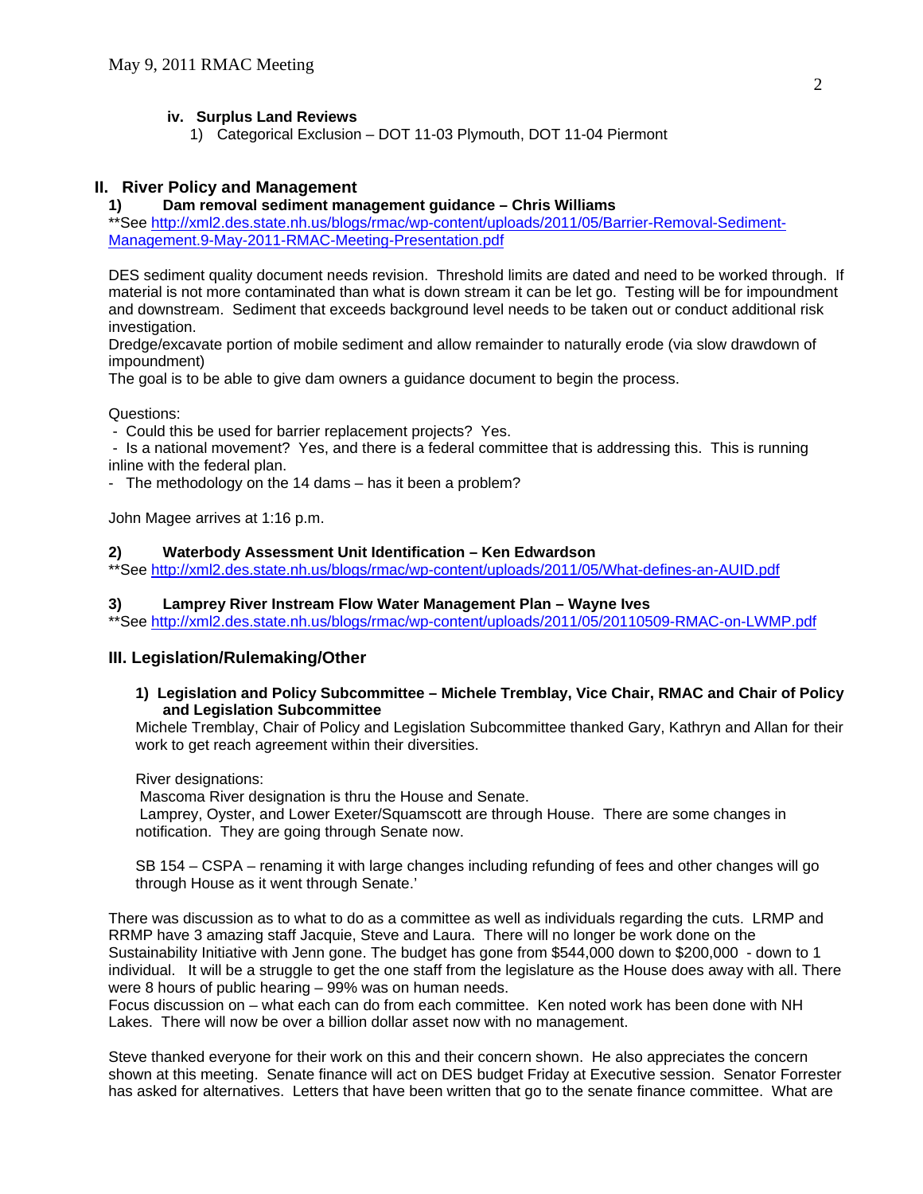**iv. Surplus Land Reviews**

1) Categorical Exclusion – DOT 11-03 Plymouth, DOT 11-04 Piermont

## II. River Policy and Management

### 1) Dam removal sediment management guidance – Chris Williams

**See http://xml2.des.state.nh.us/blogs/rmac/wp-content/uploads/2011/05/Barrier-Removal-Sediment-Management.9-May-2011-RMAC-Meeting-Presentation.pdf

DES sediment quality document needs revision. Threshold limits are dated and need to be worked through. If material is not more contaminated than what is down stream it can be let go. Testing will be for impoundment and downstream. Sediment that exceeds background level needs to be taken out or conduct additional risk investigation.
Dredge/excavate portion of mobile sediment and allow remainder to naturally erode (via slow drawdown of impoundment)
The goal is to be able to give dam owners a guidance document to begin the process.

Questions:
- Could this be used for barrier replacement projects? Yes.
- Is a national movement? Yes, and there is a federal committee that is addressing this. This is running inline with the federal plan.
- The methodology on the 14 dams – has it been a problem?

John Magee arrives at 1:16 p.m.

### 2) Waterbody Assessment Unit Identification – Ken Edwardson

**See http://xml2.des.state.nh.us/blogs/rmac/wp-content/uploads/2011/05/What-defines-an-AUID.pdf

### 3) Lamprey River Instream Flow Water Management Plan – Wayne Ives

**See http://xml2.des.state.nh.us/blogs/rmac/wp-content/uploads/2011/05/20110509-RMAC-on-LWMP.pdf

## III. Legislation/Rulemaking/Other

**1) Legislation and Policy Subcommittee – Michele Tremblay, Vice Chair, RMAC and Chair of Policy and Legislation Subcommittee**

Michele Tremblay, Chair of Policy and Legislation Subcommittee thanked Gary, Kathryn and Allan for their work to get reach agreement within their diversities.

River designations:
Mascoma River designation is thru the House and Senate.
Lamprey, Oyster, and Lower Exeter/Squamscott are through House. There are some changes in notification. They are going through Senate now.

SB 154 – CSPA – renaming it with large changes including refunding of fees and other changes will go through House as it went through Senate.'

There was discussion as to what to do as a committee as well as individuals regarding the cuts. LRMP and RRMP have 3 amazing staff Jacquie, Steve and Laura. There will no longer be work done on the Sustainability Initiative with Jenn gone. The budget has gone from $544,000 down to $200,000 - down to 1 individual. It will be a struggle to get the one staff from the legislature as the House does away with all. There were 8 hours of public hearing – 99% was on human needs.
Focus discussion on – what each can do from each committee. Ken noted work has been done with NH Lakes. There will now be over a billion dollar asset now with no management.

Steve thanked everyone for their work on this and their concern shown. He also appreciates the concern shown at this meeting. Senate finance will act on DES budget Friday at Executive session. Senator Forrester has asked for alternatives. Letters that have been written that go to the senate finance committee. What are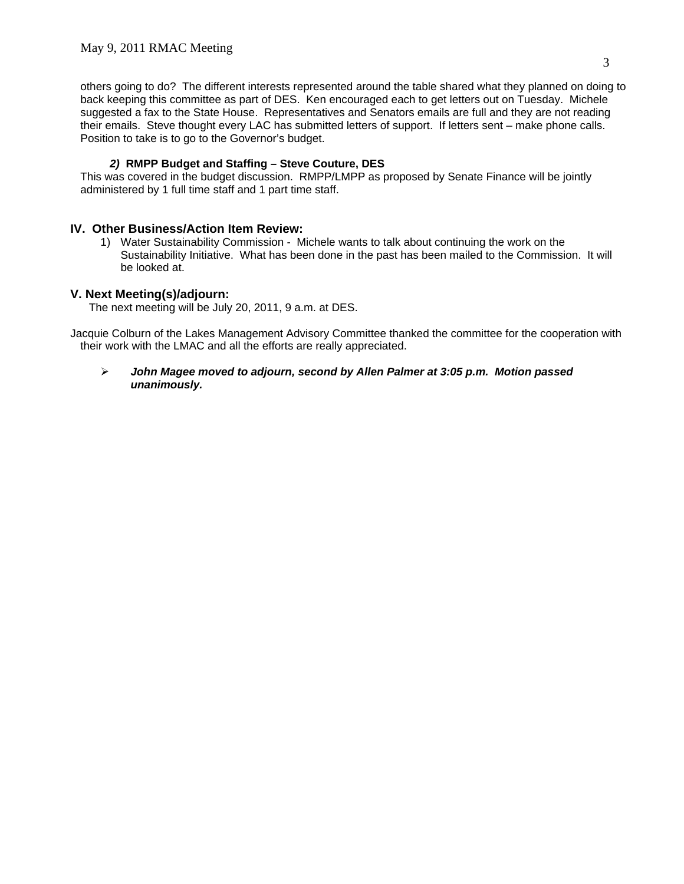others going to do? The different interests represented around the table shared what they planned on doing to back keeping this committee as part of DES. Ken encouraged each to get letters out on Tuesday. Michele suggested a fax to the State House. Representatives and Senators emails are full and they are not reading their emails. Steve thought every LAC has submitted letters of support. If letters sent – make phone calls. Position to take is to go to the Governor's budget.

***2)*** **RMPP Budget and Staffing – Steve Couture, DES**

This was covered in the budget discussion. RMPP/LMPP as proposed by Senate Finance will be jointly administered by 1 full time staff and 1 part time staff.

## IV. Other Business/Action Item Review:

1) Water Sustainability Commission - Michele wants to talk about continuing the work on the Sustainability Initiative. What has been done in the past has been mailed to the Commission. It will be looked at.

## V. Next Meeting(s)/adjourn:

The next meeting will be July 20, 2011, 9 a.m. at DES.

Jacquie Colburn of the Lakes Management Advisory Committee thanked the committee for the cooperation with their work with the LMAC and all the efforts are really appreciated.

- ***John Magee moved to adjourn, second by Allen Palmer at 3:05 p.m. Motion passed unanimously.***